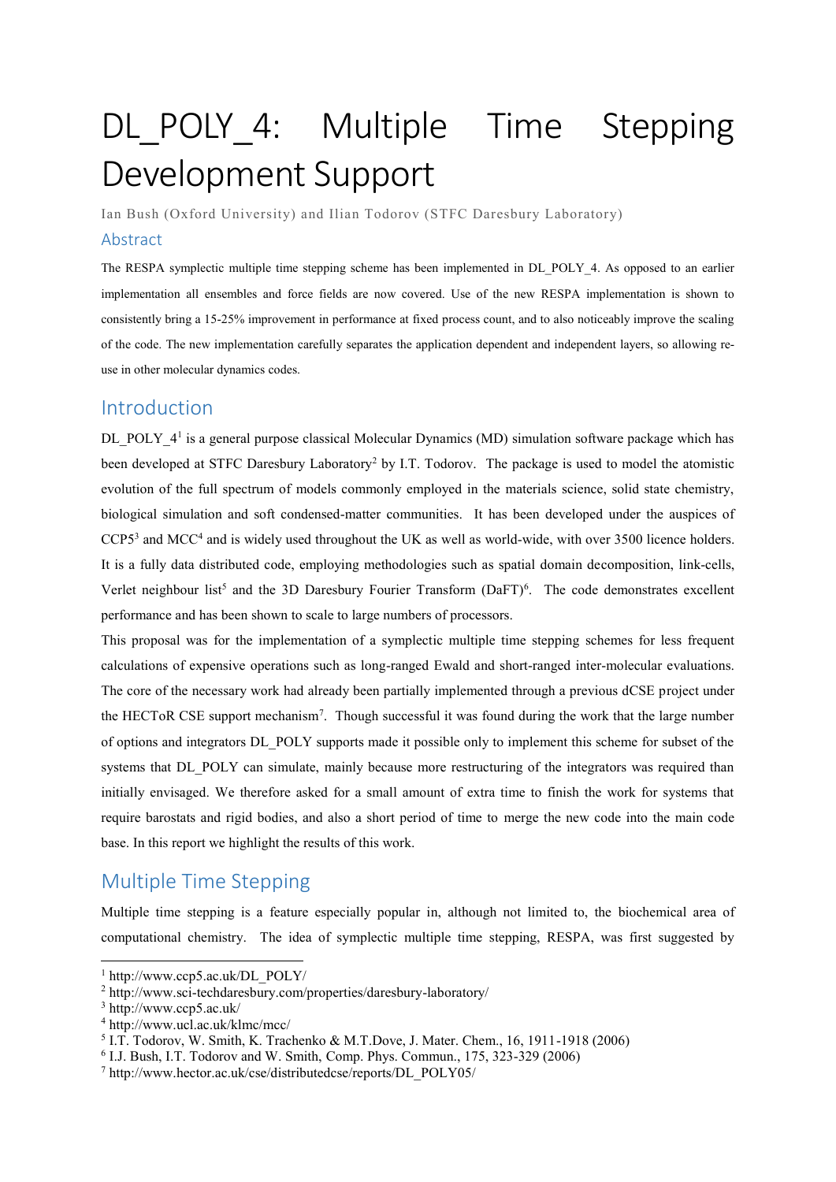# DL_POLY_4: Multiple Time Stepping Development Support

Ian Bush (Oxford University) and Ilian Todorov (STFC Daresbury Laboratory)

## Abstract

The RESPA symplectic multiple time stepping scheme has been implemented in DL_POLY_4. As opposed to an earlier implementation all ensembles and force fields are now covered. Use of the new RESPA implementation is shown to consistently bring a 15-25% improvement in performance at fixed process count, and to also noticeably improve the scaling of the code. The new implementation carefully separates the application dependent and independent layers, so allowing re-use in other molecular dynamics codes.

## Introduction

DL_POLY_4[1] is a general purpose classical Molecular Dynamics (MD) simulation software package which has been developed at STFC Daresbury Laboratory[2] by I.T. Todorov. The package is used to model the atomistic evolution of the full spectrum of models commonly employed in the materials science, solid state chemistry, biological simulation and soft condensed-matter communities. It has been developed under the auspices of CCP5[3] and MCC[4] and is widely used throughout the UK as well as world-wide, with over 3500 licence holders. It is a fully data distributed code, employing methodologies such as spatial domain decomposition, link-cells, Verlet neighbour list[5] and the 3D Daresbury Fourier Transform (DaFT)[6]. The code demonstrates excellent performance and has been shown to scale to large numbers of processors.

This proposal was for the implementation of a symplectic multiple time stepping schemes for less frequent calculations of expensive operations such as long-ranged Ewald and short-ranged inter-molecular evaluations. The core of the necessary work had already been partially implemented through a previous dCSE project under the HECToR CSE support mechanism[7]. Though successful it was found during the work that the large number of options and integrators DL_POLY supports made it possible only to implement this scheme for subset of the systems that DL_POLY can simulate, mainly because more restructuring of the integrators was required than initially envisaged. We therefore asked for a small amount of extra time to finish the work for systems that require barostats and rigid bodies, and also a short period of time to merge the new code into the main code base. In this report we highlight the results of this work.

## Multiple Time Stepping

Multiple time stepping is a feature especially popular in, although not limited to, the biochemical area of computational chemistry. The idea of symplectic multiple time stepping, RESPA, was first suggested by

---

[1] http://www.ccp5.ac.uk/DL_POLY/

[2] http://www.sci-techdaresbury.com/properties/daresbury-laboratory/

[3] http://www.ccp5.ac.uk/

[4] http://www.ucl.ac.uk/klmc/mcc/

[5] I.T. Todorov, W. Smith, K. Trachenko & M.T.Dove, J. Mater. Chem., 16, 1911-1918 (2006)

[6] I.J. Bush, I.T. Todorov and W. Smith, Comp. Phys. Commun., 175, 323-329 (2006)

[7] http://www.hector.ac.uk/cse/distributedcse/reports/DL_POLY05/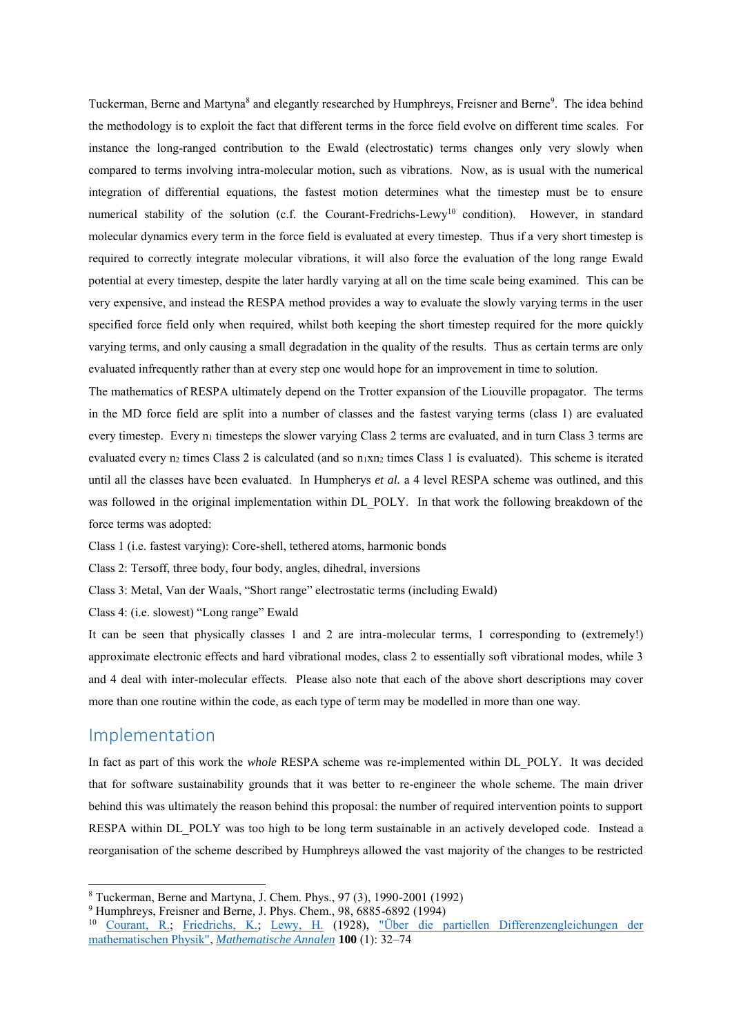Tuckerman, Berne and Martyna[8] and elegantly researched by Humphreys, Freisner and Berne[9]. The idea behind the methodology is to exploit the fact that different terms in the force field evolve on different time scales. For instance the long-ranged contribution to the Ewald (electrostatic) terms changes only very slowly when compared to terms involving intra-molecular motion, such as vibrations. Now, as is usual with the numerical integration of differential equations, the fastest motion determines what the timestep must be to ensure numerical stability of the solution (c.f. the Courant-Fredrichs-Lewy[10] condition). However, in standard molecular dynamics every term in the force field is evaluated at every timestep. Thus if a very short timestep is required to correctly integrate molecular vibrations, it will also force the evaluation of the long range Ewald potential at every timestep, despite the later hardly varying at all on the time scale being examined. This can be very expensive, and instead the RESPA method provides a way to evaluate the slowly varying terms in the user specified force field only when required, whilst both keeping the short timestep required for the more quickly varying terms, and only causing a small degradation in the quality of the results. Thus as certain terms are only evaluated infrequently rather than at every step one would hope for an improvement in time to solution.

The mathematics of RESPA ultimately depend on the Trotter expansion of the Liouville propagator. The terms in the MD force field are split into a number of classes and the fastest varying terms (class 1) are evaluated every timestep. Every $n_1$ timesteps the slower varying Class 2 terms are evaluated, and in turn Class 3 terms are evaluated every $n_2$ times Class 2 is calculated (and so $n_1 x n_2$ times Class 1 is evaluated). This scheme is iterated until all the classes have been evaluated. In Humpherys *et al.* a 4 level RESPA scheme was outlined, and this was followed in the original implementation within DL_POLY. In that work the following breakdown of the force terms was adopted:

Class 1 (i.e. fastest varying): Core-shell, tethered atoms, harmonic bonds

Class 2: Tersoff, three body, four body, angles, dihedral, inversions

Class 3: Metal, Van der Waals, "Short range" electrostatic terms (including Ewald)

Class 4: (i.e. slowest) "Long range" Ewald

It can be seen that physically classes 1 and 2 are intra-molecular terms, 1 corresponding to (extremely!) approximate electronic effects and hard vibrational modes, class 2 to essentially soft vibrational modes, while 3 and 4 deal with inter-molecular effects. Please also note that each of the above short descriptions may cover more than one routine within the code, as each type of term may be modelled in more than one way.

## Implementation

In fact as part of this work the *whole* RESPA scheme was re-implemented within DL_POLY. It was decided that for software sustainability grounds that it was better to re-engineer the whole scheme. The main driver behind this was ultimately the reason behind this proposal: the number of required intervention points to support RESPA within DL_POLY was too high to be long term sustainable in an actively developed code. Instead a reorganisation of the scheme described by Humphreys allowed the vast majority of the changes to be restricted

---

[8] Tuckerman, Berne and Martyna, J. Chem. Phys., 97 (3), 1990-2001 (1992)

[9] Humphreys, Freisner and Berne, J. Phys. Chem., 98, 6885-6892 (1994)

[10] Courant, R.; Friedrichs, K.; Lewy, H. (1928), "Über die partiellen Differenzengleichungen der mathematischen Physik", *Mathematische Annalen* **100** (1): 32–74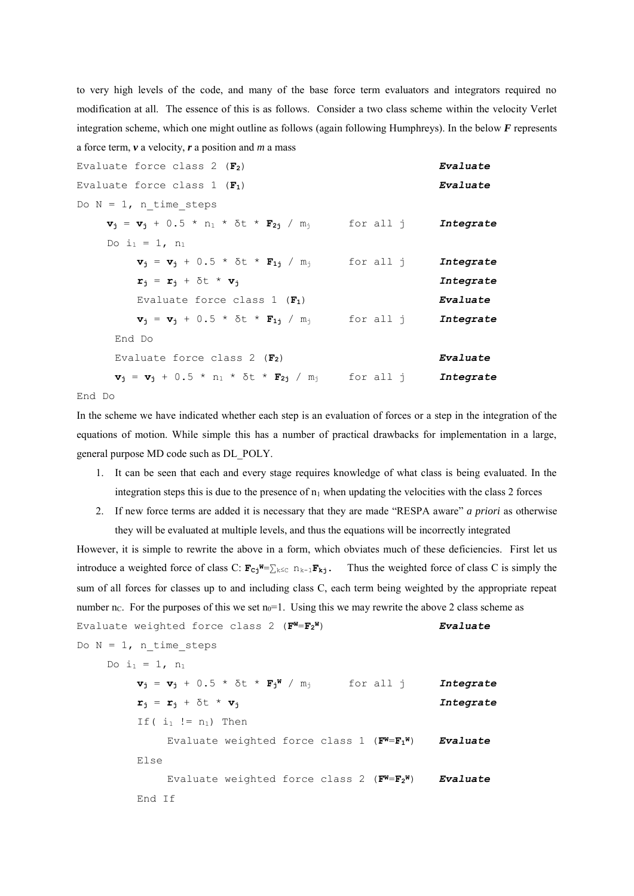to very high levels of the code, and many of the base force term evaluators and integrators required no modification at all. The essence of this is as follows. Consider a two class scheme within the velocity Verlet integration scheme, which one might outline as follows (again following Humphreys). In the below ***F*** represents a force term, ***v*** a velocity, ***r*** a position and *m* a mass

```
Evaluate force class 2 (F2)                                Evaluate
Evaluate force class 1 (F1)                                Evaluate
Do N = 1, n_time_steps
    vj = vj + 0.5 * n1 * δt * F2j / mj      for all j      Integrate
    Do i1 = 1, n1
        vj = vj + 0.5 * δt * F1j / mj       for all j      Integrate
        rj = rj + δt * vj                                  Integrate
        Evaluate force class 1 (F1)                        Evaluate
        vj = vj + 0.5 * δt * F1j / mj       for all j      Integrate
    End Do
    Evaluate force class 2 (F2)                            Evaluate
    vj = vj + 0.5 * n1 * δt * F2j / mj      for all j      Integrate
End Do
```

In the scheme we have indicated whether each step is an evaluation of forces or a step in the integration of the equations of motion. While simple this has a number of practical drawbacks for implementation in a large, general purpose MD code such as DL_POLY.

1. It can be seen that each and every stage requires knowledge of what class is being evaluated. In the integration steps this is due to the presence of $n_1$ when updating the velocities with the class 2 forces
2. If new force terms are added it is necessary that they are made "RESPA aware" *a priori* as otherwise they will be evaluated at multiple levels, and thus the equations will be incorrectly integrated

However, it is simple to rewrite the above in a form, which obviates much of these deficiencies. First let us introduce a weighted force of class C: $\mathbf{F}_{Cj}^{W}=\sum_{k\leq C} n_{k-1}\mathbf{F}_{kj}$. Thus the weighted force of class C is simply the sum of all forces for classes up to and including class C, each term being weighted by the appropriate repeat number $n_C$. For the purposes of this we set $n_0=1$. Using this we may rewrite the above 2 class scheme as

```
Evaluate weighted force class 2 (FW=F2W)                   Evaluate
Do N = 1, n_time_steps
    Do i1 = 1, n1
        vj = vj + 0.5 * δt * FjW / mj       for all j      Integrate
        rj = rj + δt * vj                                  Integrate
        If( i1 != n1) Then
            Evaluate weighted force class 1 (FW=F1W)       Evaluate
        Else
            Evaluate weighted force class 2 (FW=F2W)       Evaluate
        End If
```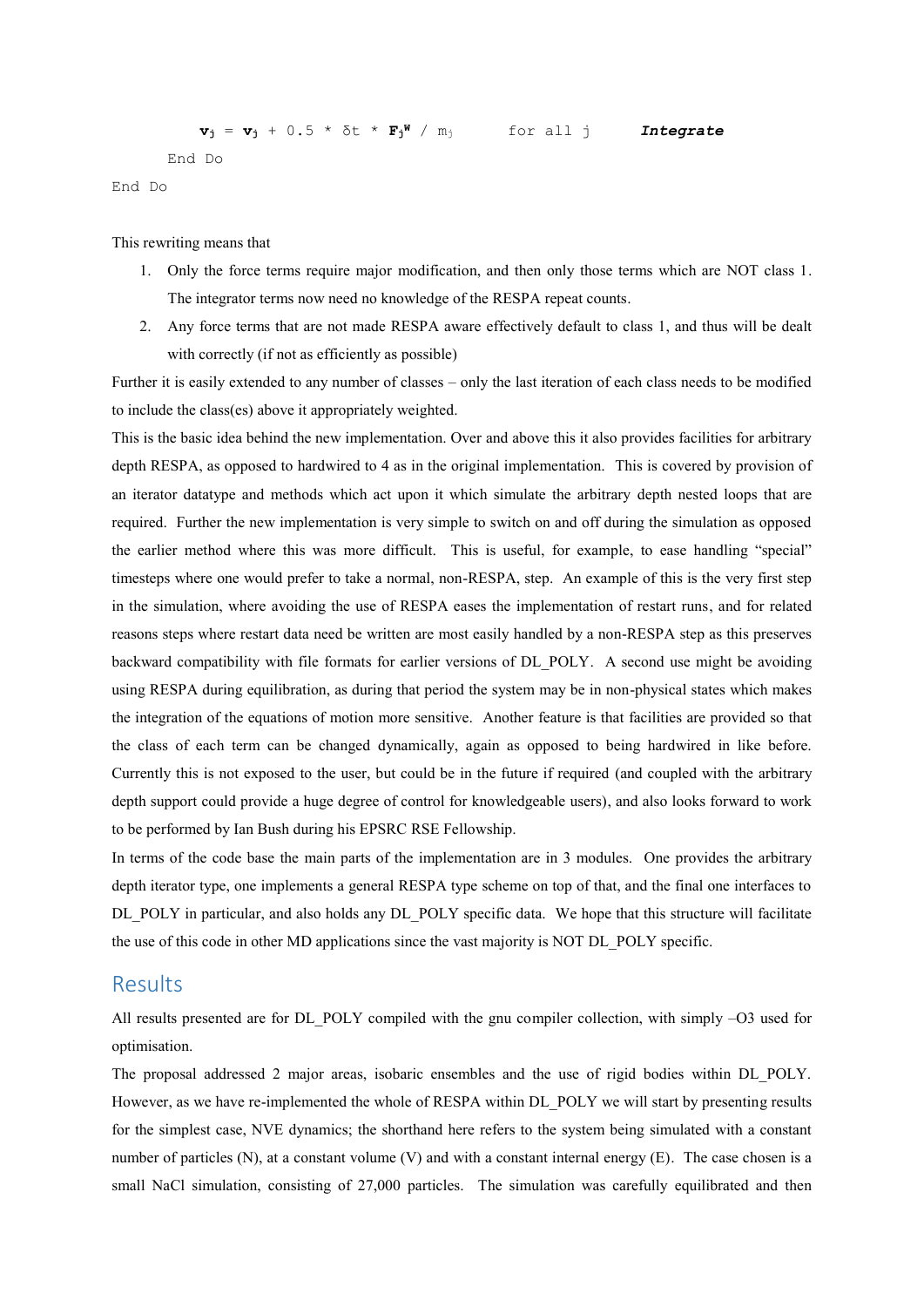```
        v_j = v_j + 0.5 * δt * F_j^W / m_j       for all j       Integrate
    End Do
End Do
```

This rewriting means that

1. Only the force terms require major modification, and then only those terms which are NOT class 1. The integrator terms now need no knowledge of the RESPA repeat counts.
2. Any force terms that are not made RESPA aware effectively default to class 1, and thus will be dealt with correctly (if not as efficiently as possible)

Further it is easily extended to any number of classes – only the last iteration of each class needs to be modified to include the class(es) above it appropriately weighted.

This is the basic idea behind the new implementation. Over and above this it also provides facilities for arbitrary depth RESPA, as opposed to hardwired to 4 as in the original implementation. This is covered by provision of an iterator datatype and methods which act upon it which simulate the arbitrary depth nested loops that are required. Further the new implementation is very simple to switch on and off during the simulation as opposed the earlier method where this was more difficult. This is useful, for example, to ease handling "special" timesteps where one would prefer to take a normal, non-RESPA, step. An example of this is the very first step in the simulation, where avoiding the use of RESPA eases the implementation of restart runs, and for related reasons steps where restart data need be written are most easily handled by a non-RESPA step as this preserves backward compatibility with file formats for earlier versions of DL_POLY. A second use might be avoiding using RESPA during equilibration, as during that period the system may be in non-physical states which makes the integration of the equations of motion more sensitive. Another feature is that facilities are provided so that the class of each term can be changed dynamically, again as opposed to being hardwired in like before. Currently this is not exposed to the user, but could be in the future if required (and coupled with the arbitrary depth support could provide a huge degree of control for knowledgeable users), and also looks forward to work to be performed by Ian Bush during his EPSRC RSE Fellowship.

In terms of the code base the main parts of the implementation are in 3 modules. One provides the arbitrary depth iterator type, one implements a general RESPA type scheme on top of that, and the final one interfaces to DL_POLY in particular, and also holds any DL_POLY specific data. We hope that this structure will facilitate the use of this code in other MD applications since the vast majority is NOT DL_POLY specific.

## Results

All results presented are for DL_POLY compiled with the gnu compiler collection, with simply –O3 used for optimisation.

The proposal addressed 2 major areas, isobaric ensembles and the use of rigid bodies within DL_POLY. However, as we have re-implemented the whole of RESPA within DL_POLY we will start by presenting results for the simplest case, NVE dynamics; the shorthand here refers to the system being simulated with a constant number of particles (N), at a constant volume (V) and with a constant internal energy (E). The case chosen is a small NaCl simulation, consisting of 27,000 particles. The simulation was carefully equilibrated and then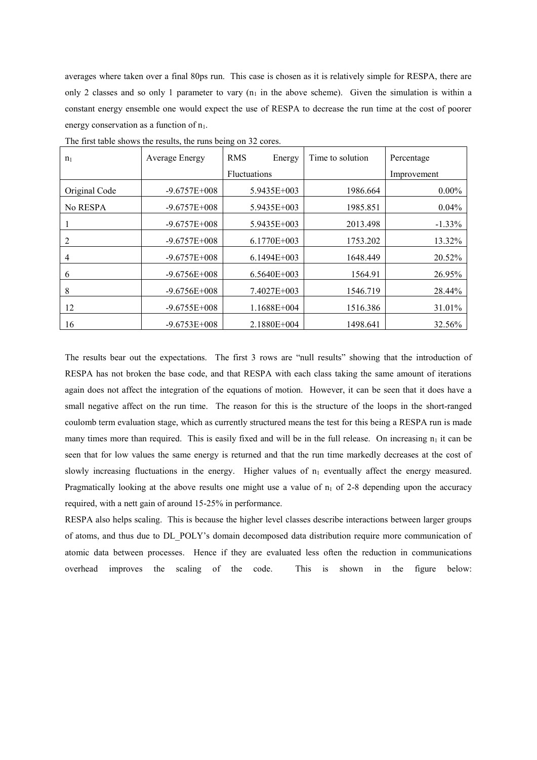averages where taken over a final 80ps run. This case is chosen as it is relatively simple for RESPA, there are only 2 classes and so only 1 parameter to vary ($n_1$ in the above scheme). Given the simulation is within a constant energy ensemble one would expect the use of RESPA to decrease the run time at the cost of poorer energy conservation as a function of $n_1$.

The first table shows the results, the runs being on 32 cores.

| $n_1$ | Average Energy | RMS Energy Fluctuations | Time to solution | Percentage Improvement |
|---|---|---|---|---|
| Original Code | -9.6757E+008 | 5.9435E+003 | 1986.664 | 0.00% |
| No RESPA | -9.6757E+008 | 5.9435E+003 | 1985.851 | 0.04% |
| 1 | -9.6757E+008 | 5.9435E+003 | 2013.498 | -1.33% |
| 2 | -9.6757E+008 | 6.1770E+003 | 1753.202 | 13.32% |
| 4 | -9.6757E+008 | 6.1494E+003 | 1648.449 | 20.52% |
| 6 | -9.6756E+008 | 6.5640E+003 | 1564.91 | 26.95% |
| 8 | -9.6756E+008 | 7.4027E+003 | 1546.719 | 28.44% |
| 12 | -9.6755E+008 | 1.1688E+004 | 1516.386 | 31.01% |
| 16 | -9.6753E+008 | 2.1880E+004 | 1498.641 | 32.56% |

The results bear out the expectations. The first 3 rows are "null results" showing that the introduction of RESPA has not broken the base code, and that RESPA with each class taking the same amount of iterations again does not affect the integration of the equations of motion. However, it can be seen that it does have a small negative affect on the run time. The reason for this is the structure of the loops in the short-ranged coulomb term evaluation stage, which as currently structured means the test for this being a RESPA run is made many times more than required. This is easily fixed and will be in the full release. On increasing $n_1$ it can be seen that for low values the same energy is returned and that the run time markedly decreases at the cost of slowly increasing fluctuations in the energy. Higher values of $n_1$ eventually affect the energy measured. Pragmatically looking at the above results one might use a value of $n_1$ of 2-8 depending upon the accuracy required, with a nett gain of around 15-25% in performance.

RESPA also helps scaling. This is because the higher level classes describe interactions between larger groups of atoms, and thus due to DL_POLY's domain decomposed data distribution require more communication of atomic data between processes. Hence if they are evaluated less often the reduction in communications overhead improves the scaling of the code. This is shown in the figure below: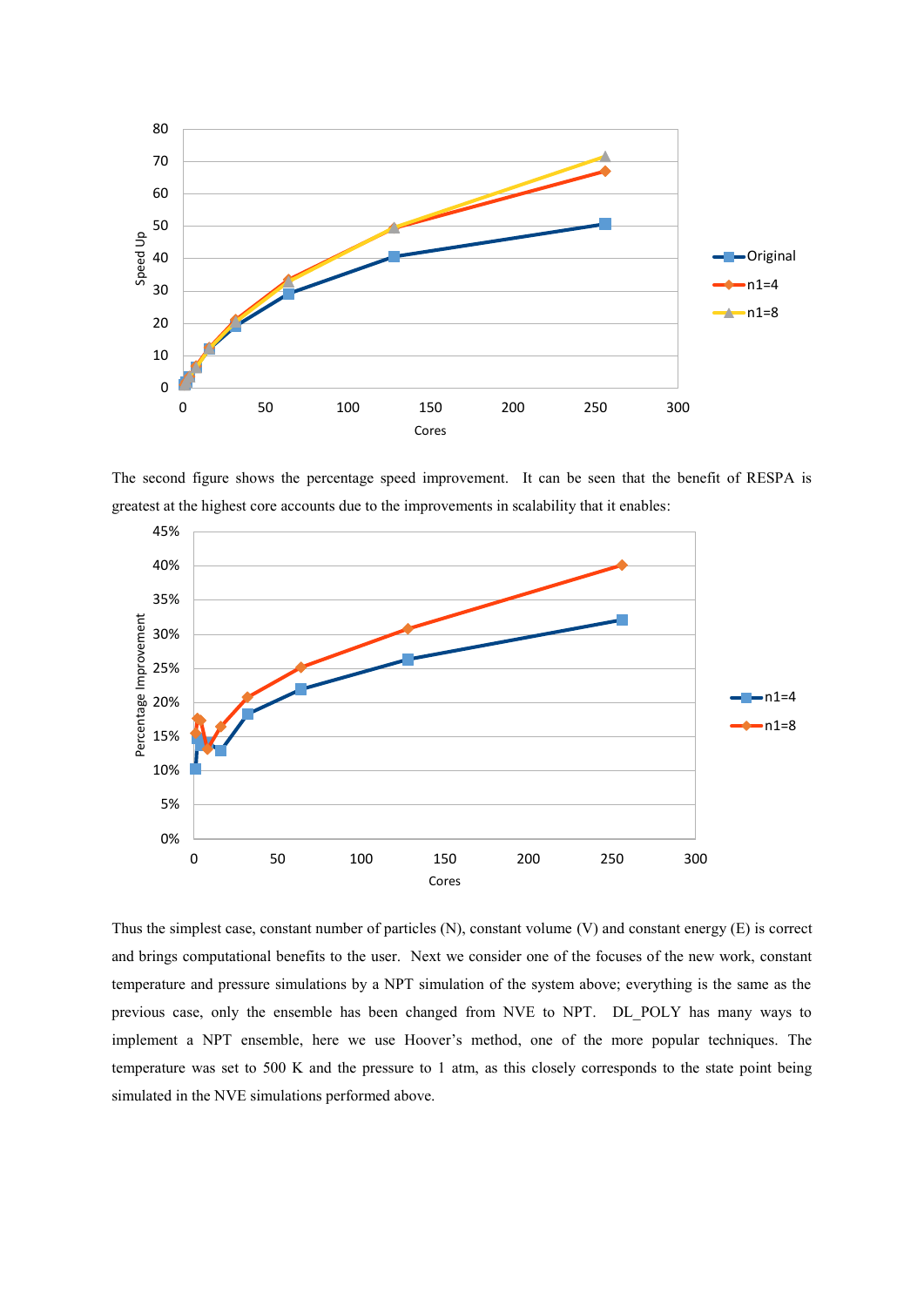The second figure shows the percentage speed improvement. It can be seen that the benefit of RESPA is greatest at the highest core accounts due to the improvements in scalability that it enables:

Thus the simplest case, constant number of particles (N), constant volume (V) and constant energy (E) is correct and brings computational benefits to the user. Next we consider one of the focuses of the new work, constant temperature and pressure simulations by a NPT simulation of the system above; everything is the same as the previous case, only the ensemble has been changed from NVE to NPT. DL_POLY has many ways to implement a NPT ensemble, here we use Hoover's method, one of the more popular techniques. The temperature was set to 500 K and the pressure to 1 atm, as this closely corresponds to the state point being simulated in the NVE simulations performed above.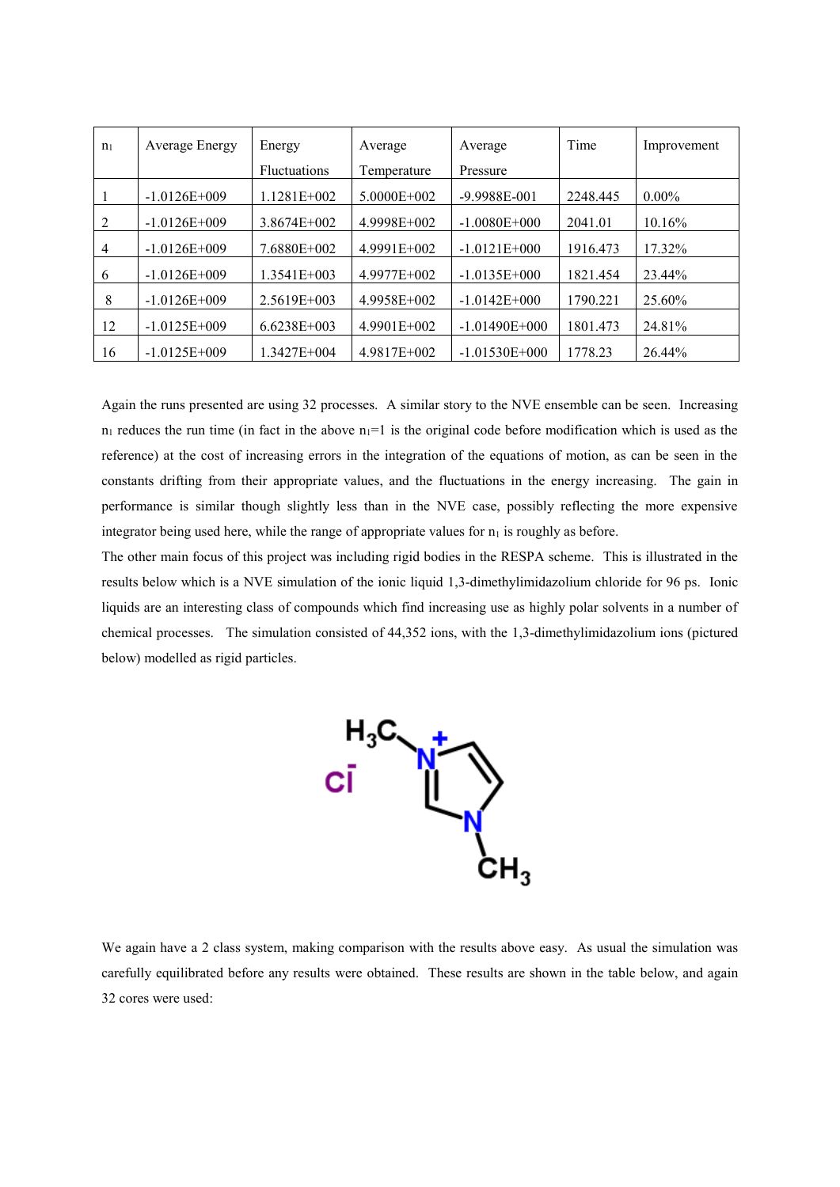| $n_l$ | Average Energy | Energy Fluctuations | Average Temperature | Average Pressure | Time | Improvement |
|---|---|---|---|---|---|---|
| 1 | -1.0126E+009 | 1.1281E+002 | 5.0000E+002 | -9.9988E-001 | 2248.445 | 0.00% |
| 2 | -1.0126E+009 | 3.8674E+002 | 4.9998E+002 | -1.0080E+000 | 2041.01 | 10.16% |
| 4 | -1.0126E+009 | 7.6880E+002 | 4.9991E+002 | -1.0121E+000 | 1916.473 | 17.32% |
| 6 | -1.0126E+009 | 1.3541E+003 | 4.9977E+002 | -1.0135E+000 | 1821.454 | 23.44% |
| 8 | -1.0126E+009 | 2.5619E+003 | 4.9958E+002 | -1.0142E+000 | 1790.221 | 25.60% |
| 12 | -1.0125E+009 | 6.6238E+003 | 4.9901E+002 | -1.01490E+000 | 1801.473 | 24.81% |
| 16 | -1.0125E+009 | 1.3427E+004 | 4.9817E+002 | -1.01530E+000 | 1778.23 | 26.44% |

Again the runs presented are using 32 processes. A similar story to the NVE ensemble can be seen. Increasing $n_l$ reduces the run time (in fact in the above $n_l=1$ is the original code before modification which is used as the reference) at the cost of increasing errors in the integration of the equations of motion, as can be seen in the constants drifting from their appropriate values, and the fluctuations in the energy increasing. The gain in performance is similar though slightly less than in the NVE case, possibly reflecting the more expensive integrator being used here, while the range of appropriate values for $n_l$ is roughly as before.

The other main focus of this project was including rigid bodies in the RESPA scheme. This is illustrated in the results below which is a NVE simulation of the ionic liquid 1,3-dimethylimidazolium chloride for 96 ps. Ionic liquids are an interesting class of compounds which find increasing use as highly polar solvents in a number of chemical processes. The simulation consisted of 44,352 ions, with the 1,3-dimethylimidazolium ions (pictured below) modelled as rigid particles.

We again have a 2 class system, making comparison with the results above easy. As usual the simulation was carefully equilibrated before any results were obtained. These results are shown in the table below, and again 32 cores were used: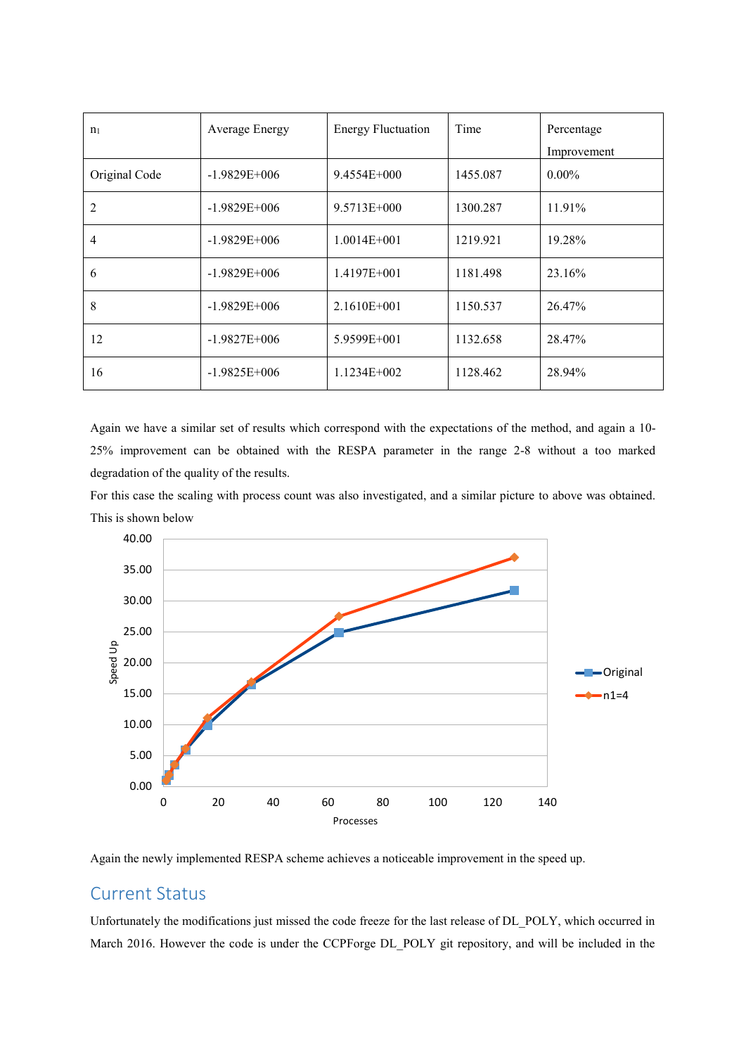| $n_1$ | Average Energy | Energy Fluctuation | Time | Percentage Improvement |
|---|---|---|---|---|
| Original Code | -1.9829E+006 | 9.4554E+000 | 1455.087 | 0.00% |
| 2 | -1.9829E+006 | 9.5713E+000 | 1300.287 | 11.91% |
| 4 | -1.9829E+006 | 1.0014E+001 | 1219.921 | 19.28% |
| 6 | -1.9829E+006 | 1.4197E+001 | 1181.498 | 23.16% |
| 8 | -1.9829E+006 | 2.1610E+001 | 1150.537 | 26.47% |
| 12 | -1.9827E+006 | 5.9599E+001 | 1132.658 | 28.47% |
| 16 | -1.9825E+006 | 1.1234E+002 | 1128.462 | 28.94% |

Again we have a similar set of results which correspond with the expectations of the method, and again a 10-25% improvement can be obtained with the RESPA parameter in the range 2-8 without a too marked degradation of the quality of the results.

For this case the scaling with process count was also investigated, and a similar picture to above was obtained. This is shown below

Again the newly implemented RESPA scheme achieves a noticeable improvement in the speed up.

## Current Status

Unfortunately the modifications just missed the code freeze for the last release of DL_POLY, which occurred in March 2016. However the code is under the CCPForge DL_POLY git repository, and will be included in the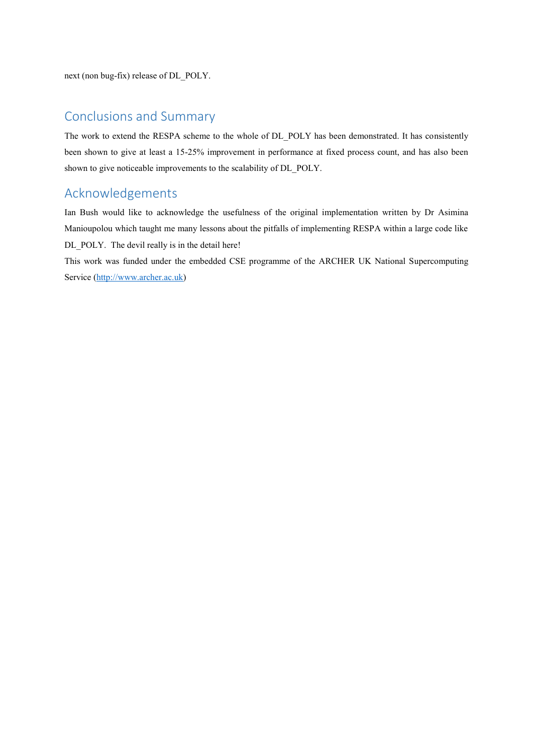next (non bug-fix) release of DL_POLY.

## Conclusions and Summary

The work to extend the RESPA scheme to the whole of DL_POLY has been demonstrated. It has consistently been shown to give at least a 15-25% improvement in performance at fixed process count, and has also been shown to give noticeable improvements to the scalability of DL_POLY.

## Acknowledgements

Ian Bush would like to acknowledge the usefulness of the original implementation written by Dr Asimina Manioupolou which taught me many lessons about the pitfalls of implementing RESPA within a large code like DL_POLY. The devil really is in the detail here!

This work was funded under the embedded CSE programme of the ARCHER UK National Supercomputing Service (http://www.archer.ac.uk)